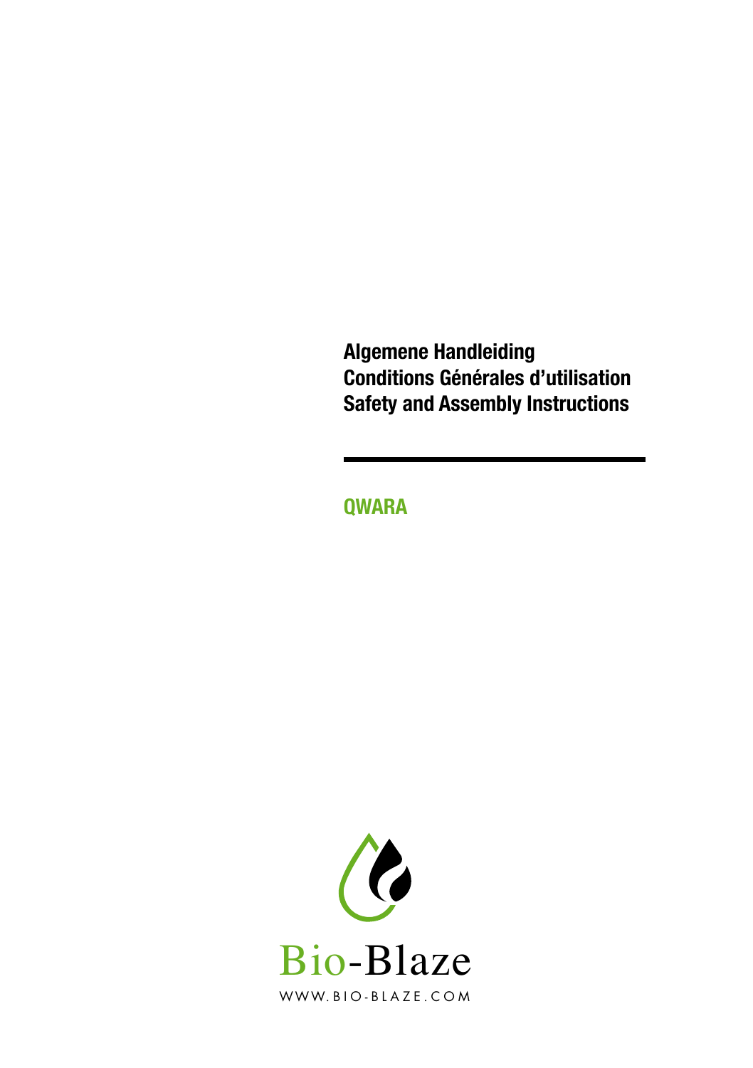# Algemene Handleiding
# Conditions Générales d'utilisation
# Safety and Assembly Instructions

## QWARA

Bio-Blaze

WWW.BIO-BLAZE.COM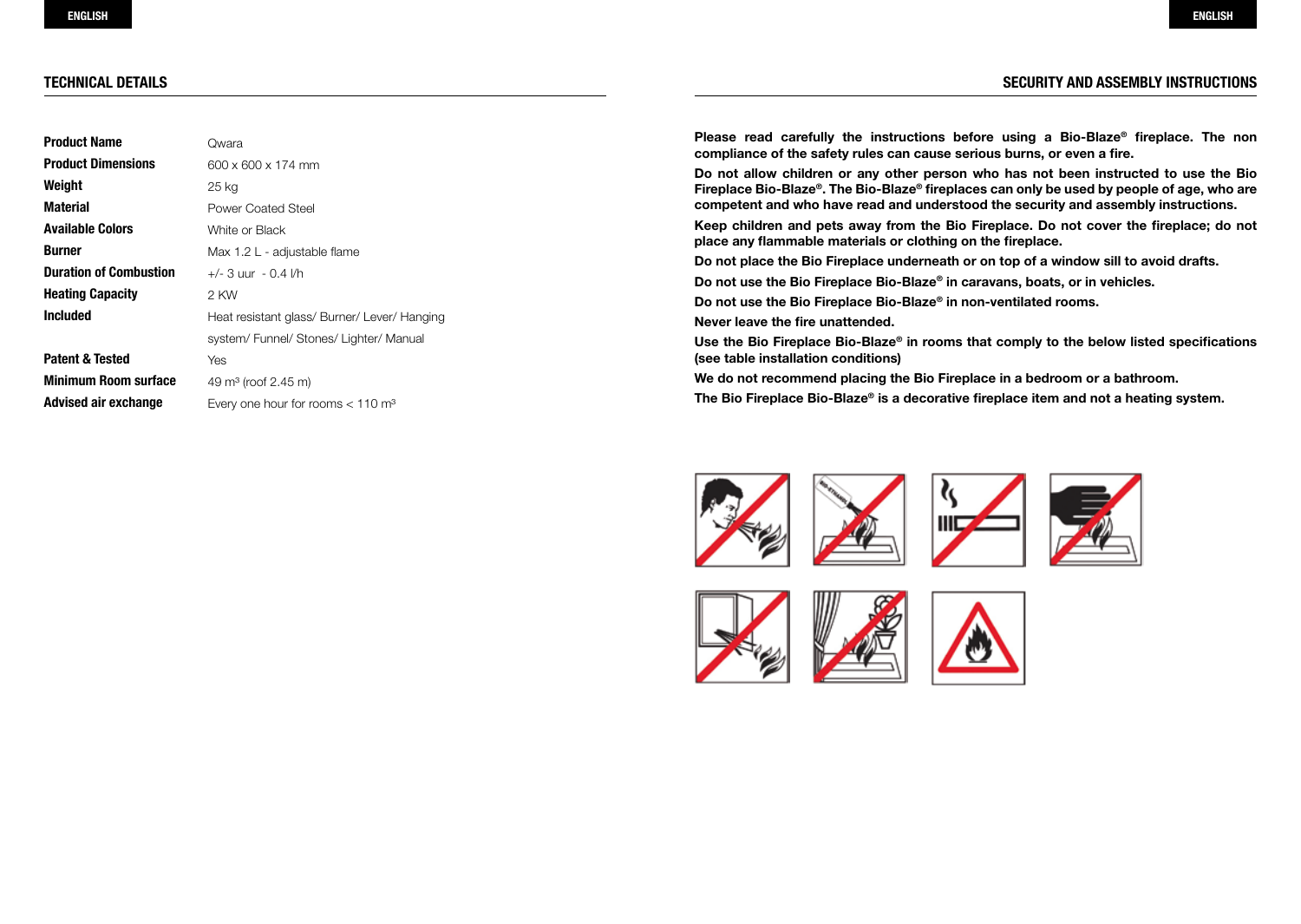## TECHNICAL DETAILS

| | |
|---|---|
| **Product Name** | Qwara |
| **Product Dimensions** | 600 x 600 x 174 mm |
| **Weight** | 25 kg |
| **Material** | Power Coated Steel |
| **Available Colors** | White or Black |
| **Burner** | Max 1.2 L - adjustable flame |
| **Duration of Combustion** | +/- 3 uur - 0.4 l/h |
| **Heating Capacity** | 2 KW |
| **Included** | Heat resistant glass/ Burner/ Lever/ Hanging system/ Funnel/ Stones/ Lighter/ Manual |
| **Patent & Tested** | Yes |
| **Minimum Room surface** | 49 m³ (roof 2.45 m) |
| **Advised air exchange** | Every one hour for rooms < 110 m³ |

## SECURITY AND ASSEMBLY INSTRUCTIONS

**Please read carefully the instructions before using a Bio-Blaze® fireplace. The non compliance of the safety rules can cause serious burns, or even a fire.**

**Do not allow children or any other person who has not been instructed to use the Bio Fireplace Bio-Blaze®. The Bio-Blaze® fireplaces can only be used by people of age, who are competent and who have read and understood the security and assembly instructions.**

**Keep children and pets away from the Bio Fireplace. Do not cover the fireplace; do not place any flammable materials or clothing on the fireplace.**

**Do not place the Bio Fireplace underneath or on top of a window sill to avoid drafts.**

**Do not use the Bio Fireplace Bio-Blaze® in caravans, boats, or in vehicles.**

**Do not use the Bio Fireplace Bio-Blaze® in non-ventilated rooms.**

**Never leave the fire unattended.**

**Use the Bio Fireplace Bio-Blaze® in rooms that comply to the below listed specifications (see table installation conditions)**

**We do not recommend placing the Bio Fireplace in a bedroom or a bathroom.**

**The Bio Fireplace Bio-Blaze® is a decorative fireplace item and not a heating system.**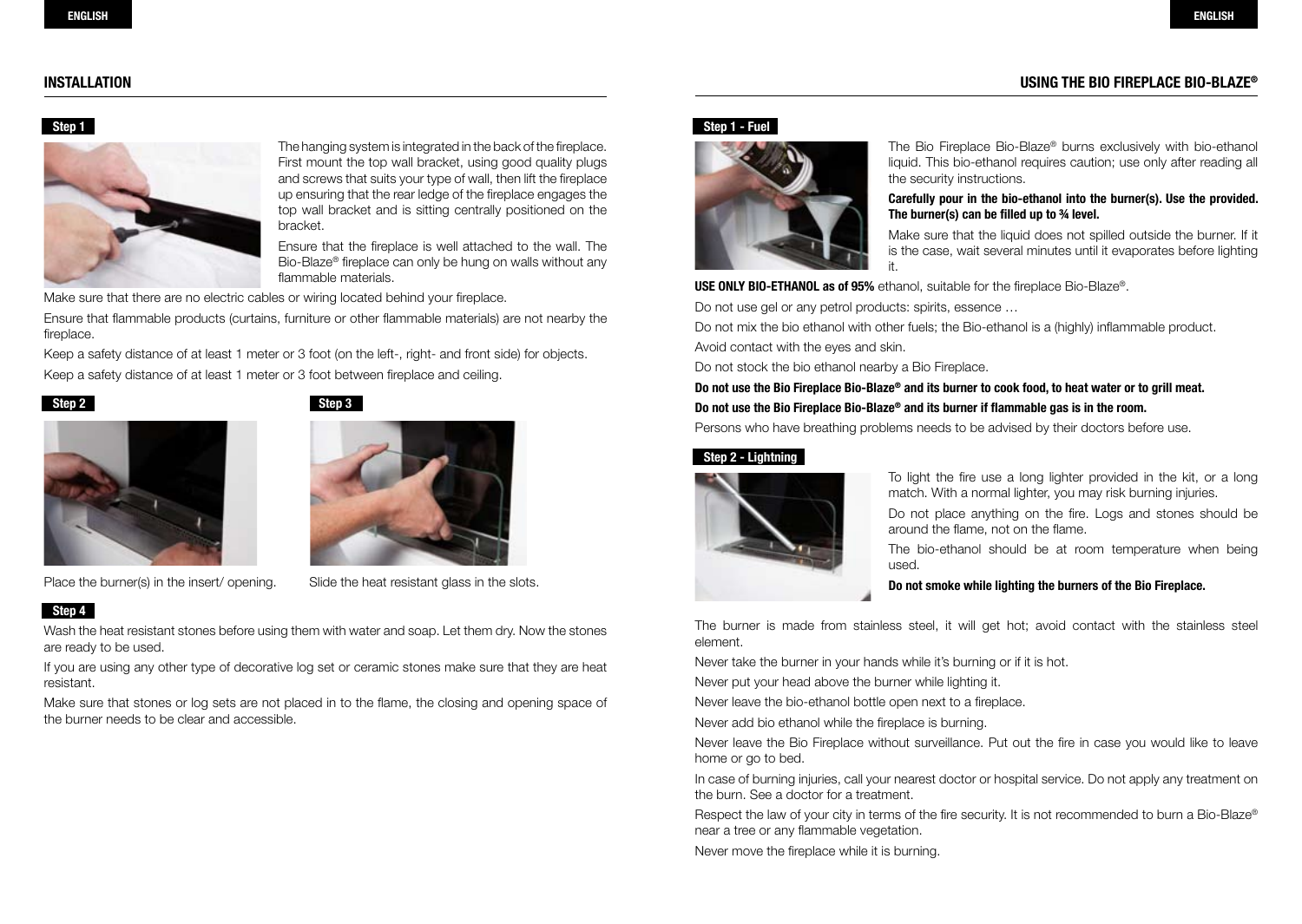## INSTALLATION

**Step 1**

The hanging system is integrated in the back of the fireplace. First mount the top wall bracket, using good quality plugs and screws that suits your type of wall, then lift the fireplace up ensuring that the rear ledge of the fireplace engages the top wall bracket and is sitting centrally positioned on the bracket.

Ensure that the fireplace is well attached to the wall. The Bio-Blaze® fireplace can only be hung on walls without any flammable materials.

Make sure that there are no electric cables or wiring located behind your fireplace.

Ensure that flammable products (curtains, furniture or other flammable materials) are not nearby the fireplace.

Keep a safety distance of at least 1 meter or 3 foot (on the left-, right- and front side) for objects.

Keep a safety distance of at least 1 meter or 3 foot between fireplace and ceiling.

**Step 2**

Place the burner(s) in the insert/ opening.

**Step 3**

Slide the heat resistant glass in the slots.

**Step 4**

Wash the heat resistant stones before using them with water and soap. Let them dry. Now the stones are ready to be used.

If you are using any other type of decorative log set or ceramic stones make sure that they are heat resistant.

Make sure that stones or log sets are not placed in to the flame, the closing and opening space of the burner needs to be clear and accessible.

## USING THE BIO FIREPLACE BIO-BLAZE®

**Step 1 - Fuel**

The Bio Fireplace Bio-Blaze® burns exclusively with bio-ethanol liquid. This bio-ethanol requires caution; use only after reading all the security instructions.

**Carefully pour in the bio-ethanol into the burner(s). Use the provided. The burner(s) can be filled up to ¾ level.**

Make sure that the liquid does not spilled outside the burner. If it is the case, wait several minutes until it evaporates before lighting it.

**USE ONLY BIO-ETHANOL as of 95%** ethanol, suitable for the fireplace Bio-Blaze®.

Do not use gel or any petrol products: spirits, essence …

Do not mix the bio ethanol with other fuels; the Bio-ethanol is a (highly) inflammable product.

Avoid contact with the eyes and skin.

Do not stock the bio ethanol nearby a Bio Fireplace.

**Do not use the Bio Fireplace Bio-Blaze® and its burner to cook food, to heat water or to grill meat.**

**Do not use the Bio Fireplace Bio-Blaze® and its burner if flammable gas is in the room.**

Persons who have breathing problems needs to be advised by their doctors before use.

**Step 2 - Lightning**

To light the fire use a long lighter provided in the kit, or a long match. With a normal lighter, you may risk burning injuries.

Do not place anything on the fire. Logs and stones should be around the flame, not on the flame.

The bio-ethanol should be at room temperature when being used.

**Do not smoke while lighting the burners of the Bio Fireplace.**

The burner is made from stainless steel, it will get hot; avoid contact with the stainless steel element.

Never take the burner in your hands while it's burning or if it is hot.

Never put your head above the burner while lighting it.

Never leave the bio-ethanol bottle open next to a fireplace.

Never add bio ethanol while the fireplace is burning.

Never leave the Bio Fireplace without surveillance. Put out the fire in case you would like to leave home or go to bed.

In case of burning injuries, call your nearest doctor or hospital service. Do not apply any treatment on the burn. See a doctor for a treatment.

Respect the law of your city in terms of the fire security. It is not recommended to burn a Bio-Blaze® near a tree or any flammable vegetation.

Never move the fireplace while it is burning.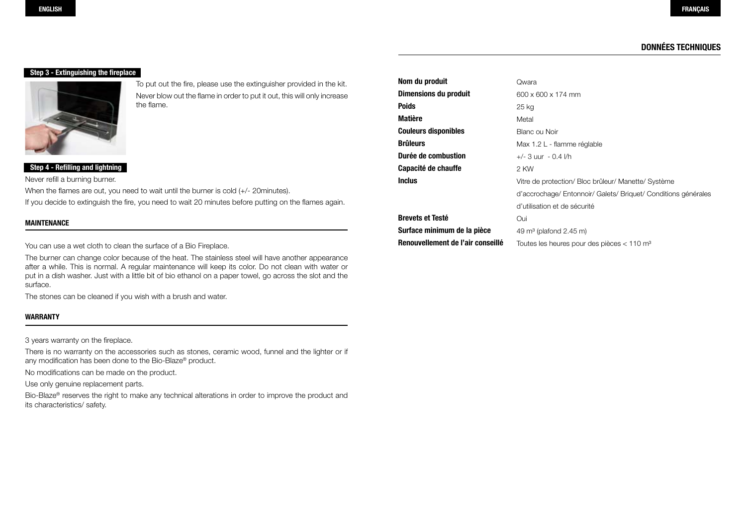ENGLISH

### Step 3 - Extinguishing the fireplace

To put out the fire, please use the extinguisher provided in the kit.

Never blow out the flame in order to put it out, this will only increase the flame.

### Step 4 - Refilling and lightning

Never refill a burning burner.

When the flames are out, you need to wait until the burner is cold (+/- 20minutes).

If you decide to extinguish the fire, you need to wait 20 minutes before putting on the flames again.

## MAINTENANCE

You can use a wet cloth to clean the surface of a Bio Fireplace.

The burner can change color because of the heat. The stainless steel will have another appearance after a while. This is normal. A regular maintenance will keep its color. Do not clean with water or put in a dish washer. Just with a little bit of bio ethanol on a paper towel, go across the slot and the surface.

The stones can be cleaned if you wish with a brush and water.

## WARRANTY

3 years warranty on the fireplace.

There is no warranty on the accessories such as stones, ceramic wood, funnel and the lighter or if any modification has been done to the Bio-Blaze® product.

No modifications can be made on the product.

Use only genuine replacement parts.

Bio-Blaze® reserves the right to make any technical alterations in order to improve the product and its characteristics/ safety.

FRANÇAIS

## DONNÉES TECHNIQUES

| | |
|---|---|
| **Nom du produit** | Qwara |
| **Dimensions du produit** | 600 x 600 x 174 mm |
| **Poids** | 25 kg |
| **Matière** | Metal |
| **Couleurs disponibles** | Blanc ou Noir |
| **Brûleurs** | Max 1.2 L - flamme réglable |
| **Durée de combustion** | +/- 3 uur - 0.4 l/h |
| **Capacité de chauffe** | 2 KW |
| **Inclus** | Vitre de protection/ Bloc brûleur/ Manette/ Système d'accrochage/ Entonnoir/ Galets/ Briquet/ Conditions générales d'utilisation et de sécurité |
| **Brevets et Testé** | Oui |
| **Surface minimum de la pièce** | 49 m³ (plafond 2.45 m) |
| **Renouvellement de l'air conseillé** | Toutes les heures pour des pièces < 110 m³ |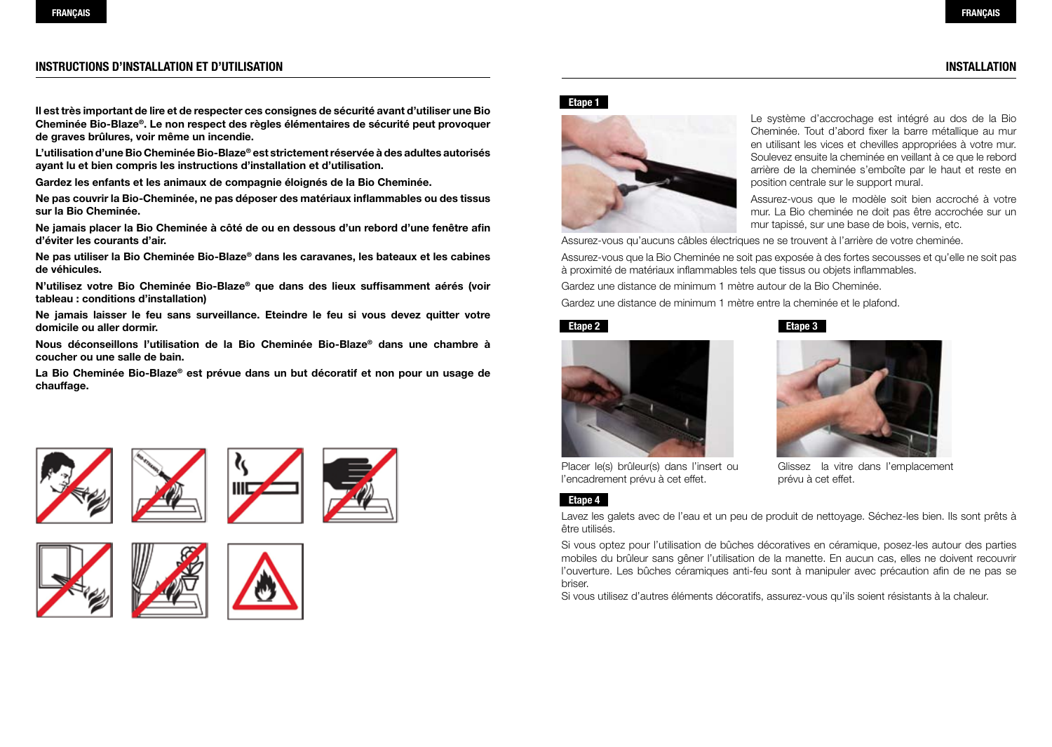## INSTRUCTIONS D'INSTALLATION ET D'UTILISATION

**Il est très important de lire et de respecter ces consignes de sécurité avant d'utiliser une Bio Cheminée Bio-Blaze®. Le non respect des règles élémentaires de sécurité peut provoquer de graves brûlures, voir même un incendie.**

**L'utilisation d'une Bio Cheminée Bio-Blaze® est strictement réservée à des adultes autorisés ayant lu et bien compris les instructions d'installation et d'utilisation.**

**Gardez les enfants et les animaux de compagnie éloignés de la Bio Cheminée.**

**Ne pas couvrir la Bio-Cheminée, ne pas déposer des matériaux inflammables ou des tissus sur la Bio Cheminée.**

**Ne jamais placer la Bio Cheminée à côté de ou en dessous d'un rebord d'une fenêtre afin d'éviter les courants d'air.**

**Ne pas utiliser la Bio Cheminée Bio-Blaze® dans les caravanes, les bateaux et les cabines de véhicules.**

**N'utilisez votre Bio Cheminée Bio-Blaze® que dans des lieux suffisamment aérés (voir tableau : conditions d'installation)**

**Ne jamais laisser le feu sans surveillance. Eteindre le feu si vous devez quitter votre domicile ou aller dormir.**

**Nous déconseillons l'utilisation de la Bio Cheminée Bio-Blaze® dans une chambre à coucher ou une salle de bain.**

**La Bio Cheminée Bio-Blaze® est prévue dans un but décoratif et non pour un usage de chauffage.**

## INSTALLATION

**Etape 1**

Le système d'accrochage est intégré au dos de la Bio Cheminée. Tout d'abord fixer la barre métallique au mur en utilisant les vices et chevilles appropriées à votre mur. Soulevez ensuite la cheminée en veillant à ce que le rebord arrière de la cheminée s'emboîte par le haut et reste en position centrale sur le support mural.

Assurez-vous que le modèle soit bien accroché à votre mur. La Bio cheminée ne doit pas être accrochée sur un mur tapissé, sur une base de bois, vernis, etc.

Assurez-vous qu'aucuns câbles électriques ne se trouvent à l'arrière de votre cheminée.

Assurez-vous que la Bio Cheminée ne soit pas exposée à des fortes secousses et qu'elle ne soit pas à proximité de matériaux inflammables tels que tissus ou objets inflammables.

Gardez une distance de minimum 1 mètre autour de la Bio Cheminée.

Gardez une distance de minimum 1 mètre entre la cheminée et le plafond.

**Etape 2**

Placer le(s) brûleur(s) dans l'insert ou l'encadrement prévu à cet effet.

**Etape 3**

Glissez la vitre dans l'emplacement prévu à cet effet.

**Etape 4**

Lavez les galets avec de l'eau et un peu de produit de nettoyage. Séchez-les bien. Ils sont prêts à être utilisés.

Si vous optez pour l'utilisation de bûches décoratives en céramique, posez-les autour des parties mobiles du brûleur sans gêner l'utilisation de la manette. En aucun cas, elles ne doivent recouvrir l'ouverture. Les bûches céramiques anti-feu sont à manipuler avec précaution afin de ne pas se briser.

Si vous utilisez d'autres éléments décoratifs, assurez-vous qu'ils soient résistants à la chaleur.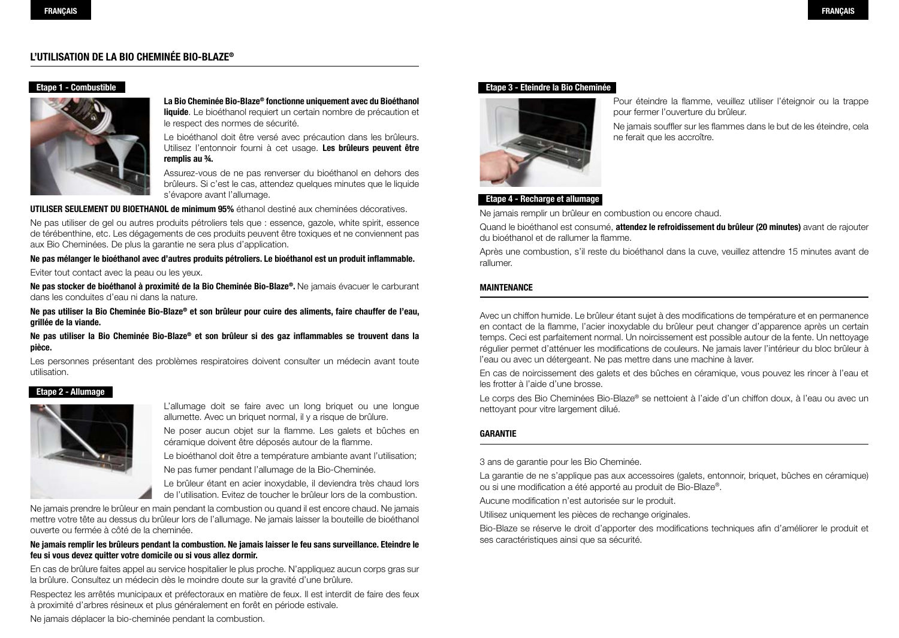## L'UTILISATION DE LA BIO CHEMINÉE BIO-BLAZE®

### Etape 1 - Combustible

**La Bio Cheminée Bio-Blaze® fonctionne uniquement avec du Bioéthanol liquide**. Le bioéthanol requiert un certain nombre de précaution et le respect des normes de sécurité.

Le bioéthanol doit être versé avec précaution dans les brûleurs. Utilisez l'entonnoir fourni à cet usage. **Les brûleurs peuvent être remplis au ¾.**

Assurez-vous de ne pas renverser du bioéthanol en dehors des brûleurs. Si c'est le cas, attendez quelques minutes que le liquide s'évapore avant l'allumage.

**UTILISER SEULEMENT DU BIOETHANOL de minimum 95%** éthanol destiné aux cheminées décoratives.

Ne pas utiliser de gel ou autres produits pétroliers tels que : essence, gazole, white spirit, essence de térébenthine, etc. Les dégagements de ces produits peuvent être toxiques et ne conviennent pas aux Bio Cheminées. De plus la garantie ne sera plus d'application.

**Ne pas mélanger le bioéthanol avec d'autres produits pétroliers. Le bioéthanol est un produit inflammable.**

Eviter tout contact avec la peau ou les yeux.

**Ne pas stocker de bioéthanol à proximité de la Bio Cheminée Bio-Blaze®.** Ne jamais évacuer le carburant dans les conduites d'eau ni dans la nature.

**Ne pas utiliser la Bio Cheminée Bio-Blaze® et son brûleur pour cuire des aliments, faire chauffer de l'eau, grillée de la viande.**

**Ne pas utiliser la Bio Cheminée Bio-Blaze® et son brûleur si des gaz inflammables se trouvent dans la pièce.**

Les personnes présentant des problèmes respiratoires doivent consulter un médecin avant toute utilisation.

### Etape 2 - Allumage

L'allumage doit se faire avec un long briquet ou une longue allumette. Avec un briquet normal, il y a risque de brûlure.

Ne poser aucun objet sur la flamme. Les galets et bûches en céramique doivent être déposés autour de la flamme.

Le bioéthanol doit être a température ambiante avant l'utilisation;

Ne pas fumer pendant l'allumage de la Bio-Cheminée.

Le brûleur étant en acier inoxydable, il deviendra très chaud lors de l'utilisation. Evitez de toucher le brûleur lors de la combustion.

Ne jamais prendre le brûleur en main pendant la combustion ou quand il est encore chaud. Ne jamais mettre votre tête au dessus du brûleur lors de l'allumage. Ne jamais laisser la bouteille de bioéthanol ouverte ou fermée à côté de la cheminée.

**Ne jamais remplir les brûleurs pendant la combustion. Ne jamais laisser le feu sans surveillance. Eteindre le feu si vous devez quitter votre domicile ou si vous allez dormir.**

En cas de brûlure faites appel au service hospitalier le plus proche. N'appliquez aucun corps gras sur la brûlure. Consultez un médecin dès le moindre doute sur la gravité d'une brûlure.

Respectez les arrêtés municipaux et préfectoraux en matière de feux. Il est interdit de faire des feux à proximité d'arbres résineux et plus généralement en forêt en période estivale.

Ne jamais déplacer la bio-cheminée pendant la combustion.

### Etape 3 - Eteindre la Bio Cheminée

Pour éteindre la flamme, veuillez utiliser l'éteignoir ou la trappe pour fermer l'ouverture du brûleur.

Ne jamais souffler sur les flammes dans le but de les éteindre, cela ne ferait que les accroître.

### Etape 4 - Recharge et allumage

Ne jamais remplir un brûleur en combustion ou encore chaud.

Quand le bioéthanol est consumé, **attendez le refroidissement du brûleur (20 minutes)** avant de rajouter du bioéthanol et de rallumer la flamme.

Après une combustion, s'il reste du bioéthanol dans la cuve, veuillez attendre 15 minutes avant de rallumer.

## MAINTENANCE

Avec un chiffon humide. Le brûleur étant sujet à des modifications de température et en permanence en contact de la flamme, l'acier inoxydable du brûleur peut changer d'apparence après un certain temps. Ceci est parfaitement normal. Un noircissement est possible autour de la fente. Un nettoyage régulier permet d'atténuer les modifications de couleurs. Ne jamais laver l'intérieur du bloc brûleur à l'eau ou avec un détergeant. Ne pas mettre dans une machine à laver.

En cas de noircissement des galets et des bûches en céramique, vous pouvez les rincer à l'eau et les frotter à l'aide d'une brosse.

Le corps des Bio Cheminées Bio-Blaze® se nettoient à l'aide d'un chiffon doux, à l'eau ou avec un nettoyant pour vitre largement dilué.

## GARANTIE

3 ans de garantie pour les Bio Cheminée.

La garantie de ne s'applique pas aux accessoires (galets, entonnoir, briquet, bûches en céramique) ou si une modification a été apporté au produit de Bio-Blaze®.

Aucune modification n'est autorisée sur le produit.

Utilisez uniquement les pièces de rechange originales.

Bio-Blaze se réserve le droit d'apporter des modifications techniques afin d'améliorer le produit et ses caractéristiques ainsi que sa sécurité.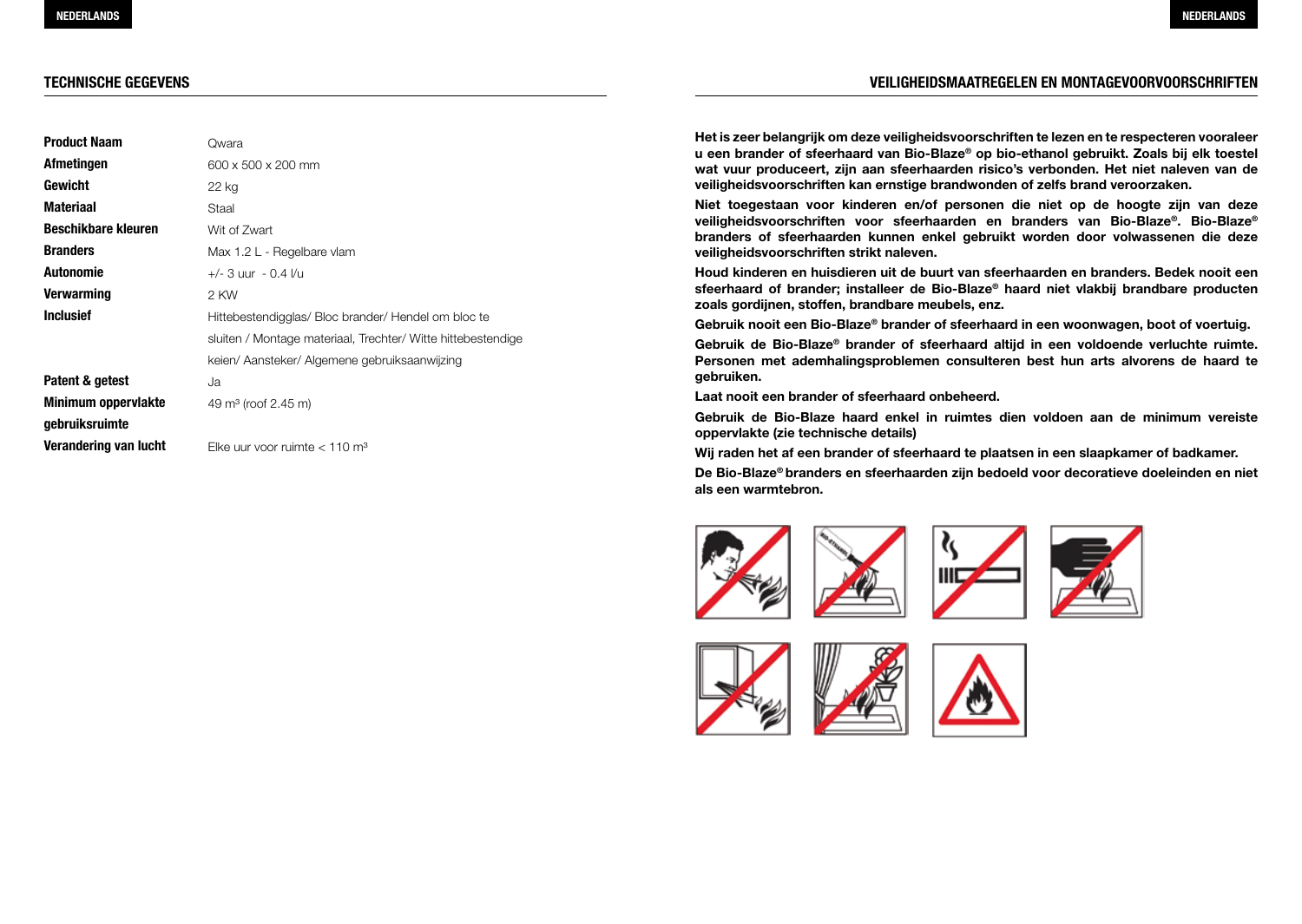## TECHNISCHE GEGEVENS

| | |
|---|---|
| **Product Naam** | Qwara |
| **Afmetingen** | 600 x 500 x 200 mm |
| **Gewicht** | 22 kg |
| **Materiaal** | Staal |
| **Beschikbare kleuren** | Wit of Zwart |
| **Branders** | Max 1.2 L - Regelbare vlam |
| **Autonomie** | +/- 3 uur - 0.4 l/u |
| **Verwarming** | 2 KW |
| **Inclusief** | Hittebestendigglas/ Bloc brander/ Hendel om bloc te sluiten / Montage materiaal, Trechter/ Witte hittebestendige keien/ Aansteker/ Algemene gebruiksaanwijzing |
| **Patent & getest** | Ja |
| **Minimum oppervlakte gebruiksruimte** | 49 m² (roof 2.45 m) |
| **Verandering van lucht** | Elke uur voor ruimte < 110 m³ |

## VEILIGHEIDSMAATREGELEN EN MONTAGEVOORVOORSCHRIFTEN

**Het is zeer belangrijk om deze veiligheidsvoorschriften te lezen en te respecteren vooraleer u een brander of sfeerhaard van Bio-Blaze® op bio-ethanol gebruikt. Zoals bij elk toestel wat vuur produceert, zijn aan sfeerhaarden risico's verbonden. Het niet naleven van de veiligheidsvoorschriften kan ernstige brandwonden of zelfs brand veroorzaken.**

**Niet toegestaan voor kinderen en/of personen die niet op de hoogte zijn van deze veiligheidsvoorschriften voor sfeerhaarden en branders van Bio-Blaze®. Bio-Blaze® branders of sfeerhaarden kunnen enkel gebruikt worden door volwassenen die deze veiligheidsvoorschriften strikt naleven.**

**Houd kinderen en huisdieren uit de buurt van sfeerhaarden en branders. Bedek nooit een sfeerhaard of brander; installeer de Bio-Blaze® haard niet vlakbij brandbare producten zoals gordijnen, stoffen, brandbare meubels, enz.**

**Gebruik nooit een Bio-Blaze® brander of sfeerhaard in een woonwagen, boot of voertuig.**

**Gebruik de Bio-Blaze® brander of sfeerhaard altijd in een voldoende verluchte ruimte. Personen met ademhalingsproblemen consulteren best hun arts alvorens de haard te gebruiken.**

**Laat nooit een brander of sfeerhaard onbeheerd.**

**Gebruik de Bio-Blaze haard enkel in ruimtes dien voldoen aan de minimum vereiste oppervlakte (zie technische details)**

**Wij raden het af een brander of sfeerhaard te plaatsen in een slaapkamer of badkamer.**

**De Bio-Blaze® branders en sfeerhaarden zijn bedoeld voor decoratieve doeleinden en niet als een warmtebron.**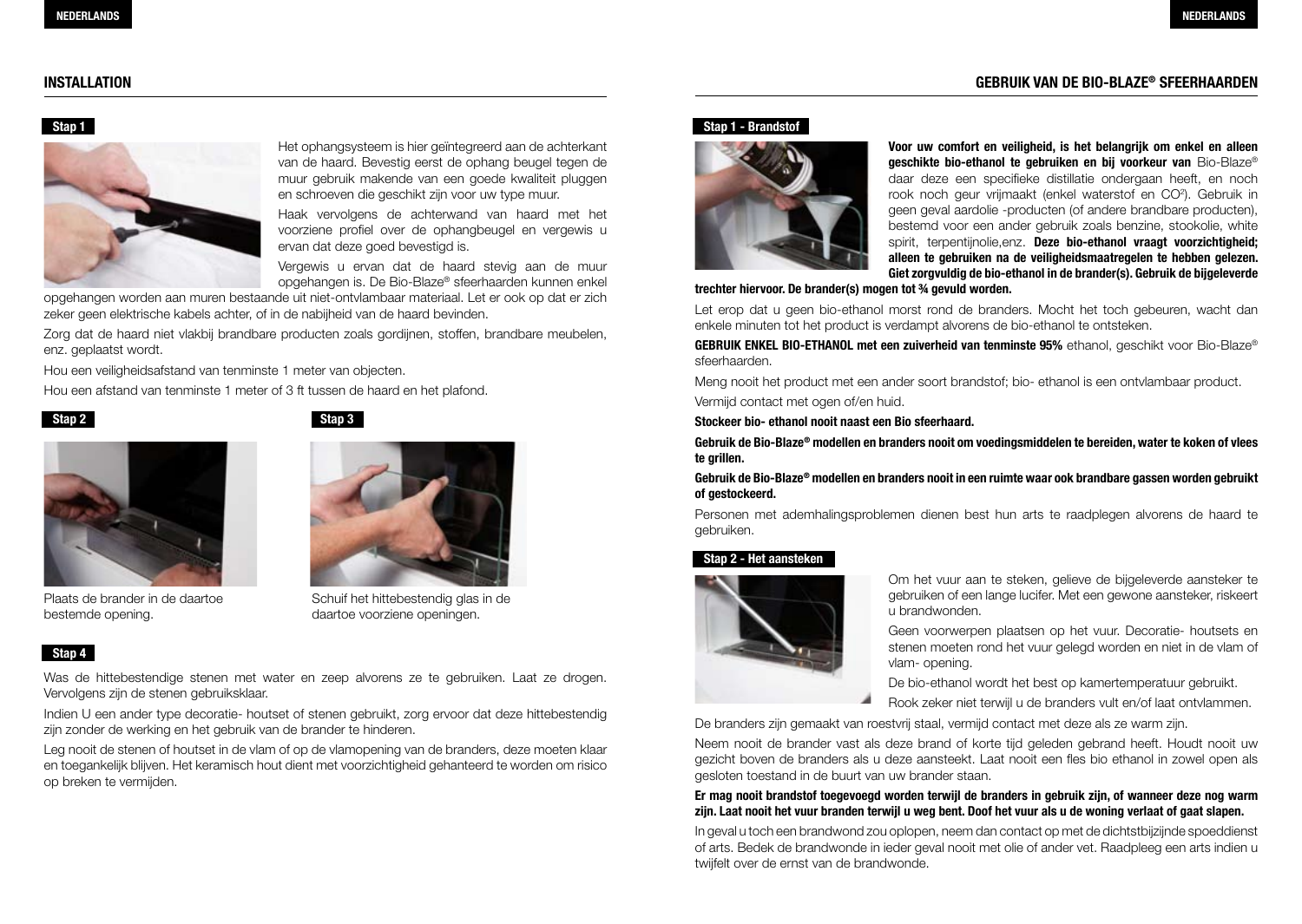## INSTALLATION

**Stap 1**

Het ophangsysteem is hier geïntegreerd aan de achterkant van de haard. Bevestig eerst de ophang beugel tegen de muur gebruik makende van een goede kwaliteit pluggen en schroeven die geschikt zijn voor uw type muur.

Haak vervolgens de achterwand van haard met het voorziene profiel over de ophangbeugel en vergewis u ervan dat deze goed bevestigd is.

Vergewis u ervan dat de haard stevig aan de muur opgehangen is. De Bio-Blaze® sfeerhaarden kunnen enkel opgehangen worden aan muren bestaande uit niet-ontvlambaar materiaal. Let er ook op dat er zich zeker geen elektrische kabels achter, of in de nabijheid van de haard bevinden.

Zorg dat de haard niet vlakbij brandbare producten zoals gordijnen, stoffen, brandbare meubelen, enz. geplaatst wordt.

Hou een veiligheidsafstand van tenminste 1 meter van objecten.

Hou een afstand van tenminste 1 meter of 3 ft tussen de haard en het plafond.

**Stap 2**

Plaats de brander in de daartoe bestemde opening.

**Stap 3**

Schuif het hittebestendig glas in de daartoe voorziene openingen.

**Stap 4**

Was de hittebestendige stenen met water en zeep alvorens ze te gebruiken. Laat ze drogen. Vervolgens zijn de stenen gebruiksklaar.

Indien U een ander type decoratie- houtset of stenen gebruikt, zorg ervoor dat deze hittebestendig zijn zonder de werking en het gebruik van de brander te hinderen.

Leg nooit de stenen of houtset in de vlam of op de vlamopening van de branders, deze moeten klaar en toegankelijk blijven. Het keramisch hout dient met voorzichtigheid gehanteerd te worden om risico op breken te vermijden.

## GEBRUIK VAN DE BIO-BLAZE® SFEERHAARDEN

**Stap 1 - Brandstof**

**Voor uw comfort en veiligheid, is het belangrijk om enkel en alleen geschikte bio-ethanol te gebruiken en bij voorkeur van** Bio-Blaze® daar deze een specifieke distillatie ondergaan heeft, en noch rook noch geur vrijmaakt (enkel waterstof en $CO^2$). Gebruik in geen geval aardolie -producten (of andere brandbare producten), bestemd voor een ander gebruik zoals benzine, stookolie, white spirit, terpentijnolie,enz. **Deze bio-ethanol vraagt voorzichtigheid; alleen te gebruiken na de veiligheidsmaatregelen te hebben gelezen. Giet zorgvuldig de bio-ethanol in de brander(s). Gebruik de bijgeleverde trechter hiervoor. De brander(s) mogen tot ¾ gevuld worden.**

Let erop dat u geen bio-ethanol morst rond de branders. Mocht het toch gebeuren, wacht dan enkele minuten tot het product is verdampt alvorens de bio-ethanol te ontsteken.

**GEBRUIK ENKEL BIO-ETHANOL met een zuiverheid van tenminste 95%** ethanol, geschikt voor Bio-Blaze® sfeerhaarden.

Meng nooit het product met een ander soort brandstof; bio- ethanol is een ontvlambaar product.

Vermijd contact met ogen of/en huid.

**Stockeer bio- ethanol nooit naast een Bio sfeerhaard.**

**Gebruik de Bio-Blaze® modellen en branders nooit om voedingsmiddelen te bereiden, water te koken of vlees te grillen.**

**Gebruik de Bio-Blaze® modellen en branders nooit in een ruimte waar ook brandbare gassen worden gebruikt of gestockeerd.**

Personen met ademhalingsproblemen dienen best hun arts te raadplegen alvorens de haard te gebruiken.

**Stap 2 - Het aansteken**

Om het vuur aan te steken, gelieve de bijgeleverde aansteker te gebruiken of een lange lucifer. Met een gewone aansteker, riskeert u brandwonden.

Geen voorwerpen plaatsen op het vuur. Decoratie- houtsets en stenen moeten rond het vuur gelegd worden en niet in de vlam of vlam- opening.

De bio-ethanol wordt het best op kamertemperatuur gebruikt.

Rook zeker niet terwijl u de branders vult en/of laat ontvlammen.

De branders zijn gemaakt van roestvrij staal, vermijd contact met deze als ze warm zijn.

Neem nooit de brander vast als deze brand of korte tijd geleden gebrand heeft. Houdt nooit uw gezicht boven de branders als u deze aansteekt. Laat nooit een fles bio ethanol in zowel open als gesloten toestand in de buurt van uw brander staan.

**Er mag nooit brandstof toegevoegd worden terwijl de branders in gebruik zijn, of wanneer deze nog warm zijn. Laat nooit het vuur branden terwijl u weg bent. Doof het vuur als u de woning verlaat of gaat slapen.**

In geval u toch een brandwond zou oplopen, neem dan contact op met de dichtstbijzijnde spoeddienst of arts. Bedek de brandwonde in ieder geval nooit met olie of ander vet. Raadpleeg een arts indien u twijfelt over de ernst van de brandwonde.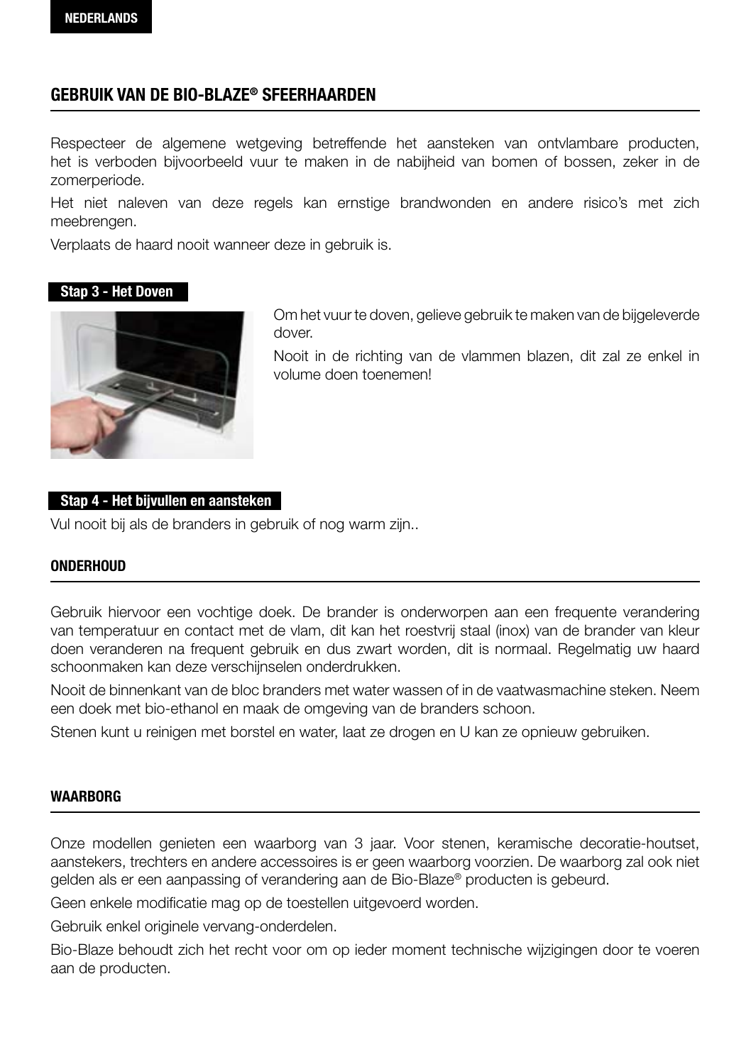## GEBRUIK VAN DE BIO-BLAZE® SFEERHAARDEN

Respecteer de algemene wetgeving betreffende het aansteken van ontvlambare producten, het is verboden bijvoorbeeld vuur te maken in de nabijheid van bomen of bossen, zeker in de zomerperiode.

Het niet naleven van deze regels kan ernstige brandwonden en andere risico's met zich meebrengen.

Verplaats de haard nooit wanneer deze in gebruik is.

**Stap 3 - Het Doven**

Om het vuur te doven, gelieve gebruik te maken van de bijgeleverde dover.

Nooit in de richting van de vlammen blazen, dit zal ze enkel in volume doen toenemen!

**Stap 4 - Het bijvullen en aansteken**

Vul nooit bij als de branders in gebruik of nog warm zijn..

### ONDERHOUD

Gebruik hiervoor een vochtige doek. De brander is onderworpen aan een frequente verandering van temperatuur en contact met de vlam, dit kan het roestvrij staal (inox) van de brander van kleur doen veranderen na frequent gebruik en dus zwart worden, dit is normaal. Regelmatig uw haard schoonmaken kan deze verschijnselen onderdrukken.

Nooit de binnenkant van de bloc branders met water wassen of in de vaatwasmachine steken. Neem een doek met bio-ethanol en maak de omgeving van de branders schoon.

Stenen kunt u reinigen met borstel en water, laat ze drogen en U kan ze opnieuw gebruiken.

### WAARBORG

Onze modellen genieten een waarborg van 3 jaar. Voor stenen, keramische decoratie-houtset, aanstekers, trechters en andere accessoires is er geen waarborg voorzien. De waarborg zal ook niet gelden als er een aanpassing of verandering aan de Bio-Blaze® producten is gebeurd.

Geen enkele modificatie mag op de toestellen uitgevoerd worden.

Gebruik enkel originele vervang-onderdelen.

Bio-Blaze behoudt zich het recht voor om op ieder moment technische wijzigingen door te voeren aan de producten.